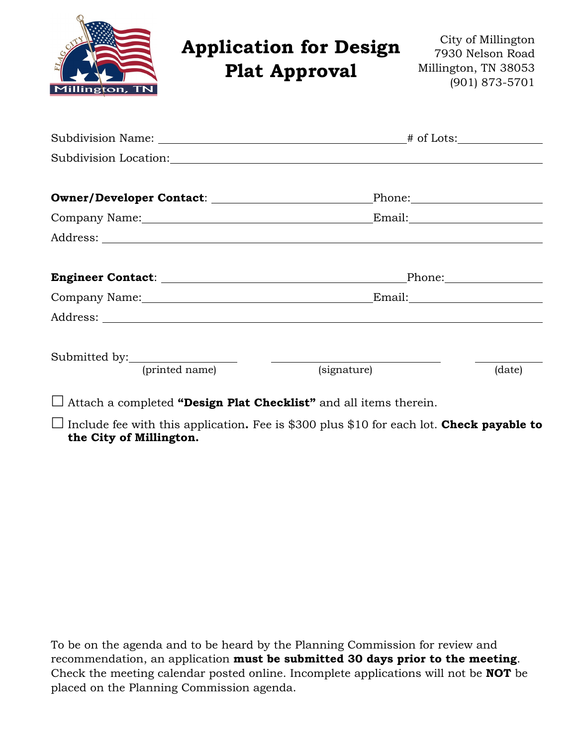# Application for Design Plat Approval

City of Millington
7930 Nelson Road
Millington, TN 38053
(901) 873-5701

Subdivision Name: ______________________________ # of Lots: __________

Subdivision Location: ______________________________________________

**Owner/Developer Contact**: ____________________ Phone: ______________

Company Name: __________________________ Email: ______________

Address: ______________________________________________________

**Engineer Contact**: ______________________________ Phone: __________

Company Name: __________________________ Email: ______________

Address: ______________________________________________________

Submitted by: ______________ ______________________ __________
(printed name) (signature) (date)

☐ Attach a completed **"Design Plat Checklist"** and all items therein.

☐ Include fee with this application**.** Fee is $300 plus $10 for each lot. **Check payable to the City of Millington.**

To be on the agenda and to be heard by the Planning Commission for review and recommendation, an application **must be submitted 30 days prior to the meeting**. Check the meeting calendar posted online. Incomplete applications will not be **NOT** be placed on the Planning Commission agenda.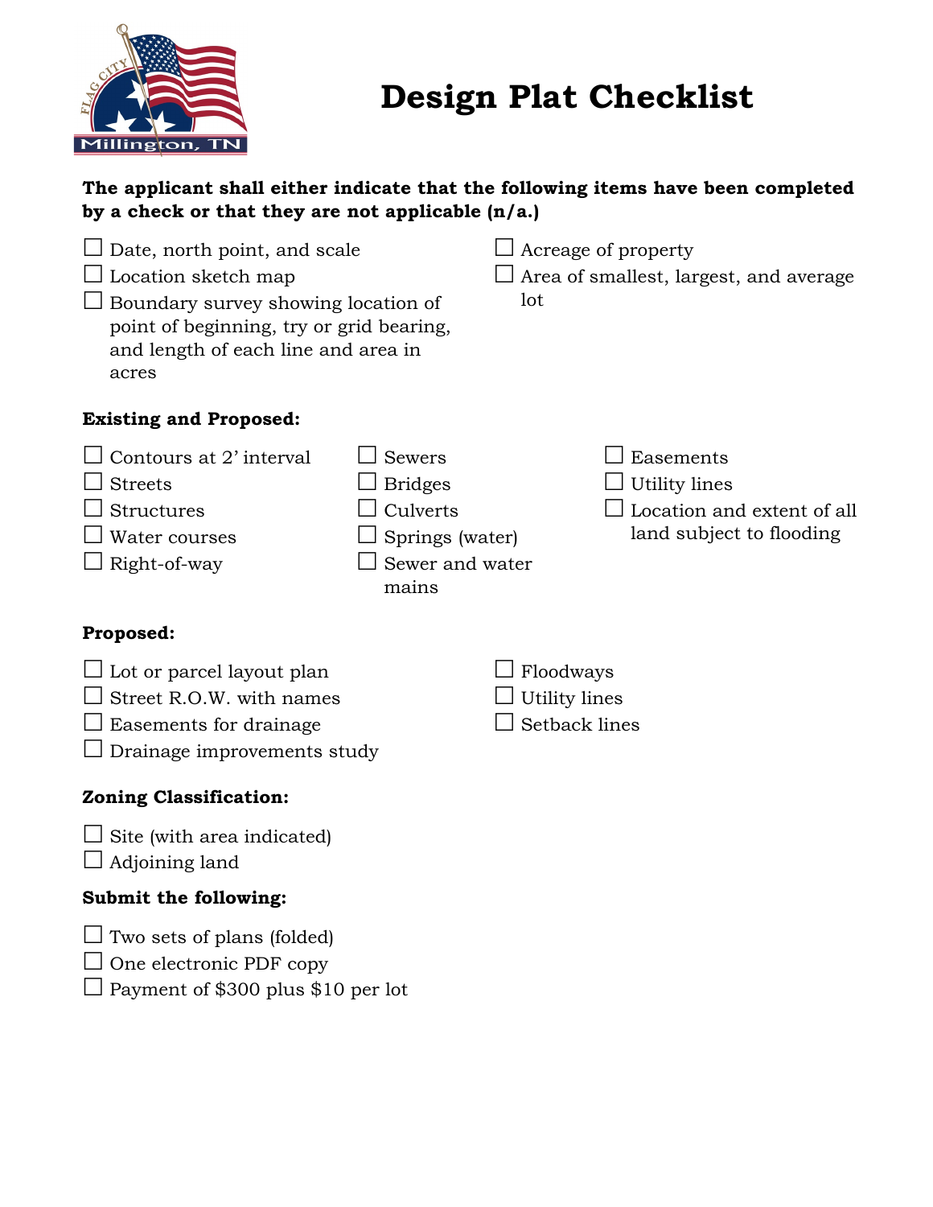Millington, TN

# Design Plat Checklist

**The applicant shall either indicate that the following items have been completed by a check or that they are not applicable (n/a.)**

- ☐ Date, north point, and scale
- ☐ Location sketch map
- ☐ Boundary survey showing location of point of beginning, try or grid bearing, and length of each line and area in acres
- ☐ Acreage of property
- ☐ Area of smallest, largest, and average lot

**Existing and Proposed:**

- ☐ Contours at 2' interval
- ☐ Streets
- ☐ Structures
- ☐ Water courses
- ☐ Right-of-way
- ☐ Sewers
- ☐ Bridges
- ☐ Culverts
- ☐ Springs (water)
- ☐ Sewer and water mains
- ☐ Easements
- ☐ Utility lines
- ☐ Location and extent of all land subject to flooding

**Proposed:**

- ☐ Lot or parcel layout plan
- ☐ Street R.O.W. with names
- ☐ Easements for drainage
- ☐ Drainage improvements study
- ☐ Floodways
- ☐ Utility lines
- ☐ Setback lines

**Zoning Classification:**

- ☐ Site (with area indicated)
- ☐ Adjoining land

**Submit the following:**

- ☐ Two sets of plans (folded)
- ☐ One electronic PDF copy
- ☐ Payment of $300 plus $10 per lot